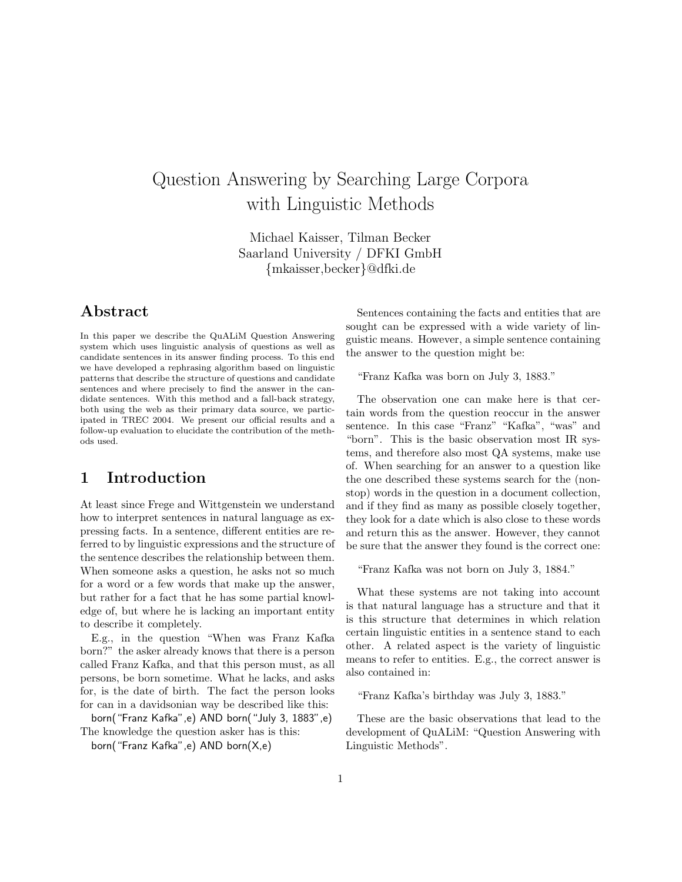# Question Answering by Searching Large Corpora with Linguistic Methods

Michael Kaisser, Tilman Becker
Saarland University / DFKI GmbH
{mkaisser,becker}@dfki.de

## Abstract

In this paper we describe the QuALiM Question Answering system which uses linguistic analysis of questions as well as candidate sentences in its answer finding process. To this end we have developed a rephrasing algorithm based on linguistic patterns that describe the structure of questions and candidate sentences and where precisely to find the answer in the candidate sentences. With this method and a fall-back strategy, both using the web as their primary data source, we participated in TREC 2004. We present our official results and a follow-up evaluation to elucidate the contribution of the methods used.

## 1 Introduction

At least since Frege and Wittgenstein we understand how to interpret sentences in natural language as expressing facts. In a sentence, different entities are referred to by linguistic expressions and the structure of the sentence describes the relationship between them. When someone asks a question, he asks not so much for a word or a few words that make up the answer, but rather for a fact that he has some partial knowledge of, but where he is lacking an important entity to describe it completely.

E.g., in the question "When was Franz Kafka born?" the asker already knows that there is a person called Franz Kafka, and that this person must, as all persons, be born sometime. What he lacks, and asks for, is the date of birth. The fact the person looks for can in a davidsonian way be described like this:

born("Franz Kafka",e) AND born("July 3, 1883",e)

The knowledge the question asker has is this:

born("Franz Kafka",e) AND born(X,e)

Sentences containing the facts and entities that are sought can be expressed with a wide variety of linguistic means. However, a simple sentence containing the answer to the question might be:

"Franz Kafka was born on July 3, 1883."

The observation one can make here is that certain words from the question reoccur in the answer sentence. In this case "Franz" "Kafka", "was" and "born". This is the basic observation most IR systems, and therefore also most QA systems, make use of. When searching for an answer to a question like the one described these systems search for the (non-stop) words in the question in a document collection, and if they find as many as possible closely together, they look for a date which is also close to these words and return this as the answer. However, they cannot be sure that the answer they found is the correct one:

"Franz Kafka was not born on July 3, 1884."

What these systems are not taking into account is that natural language has a structure and that it is this structure that determines in which relation certain linguistic entities in a sentence stand to each other. A related aspect is the variety of linguistic means to refer to entities. E.g., the correct answer is also contained in:

"Franz Kafka's birthday was July 3, 1883."

These are the basic observations that lead to the development of QuALiM: "Question Answering with Linguistic Methods".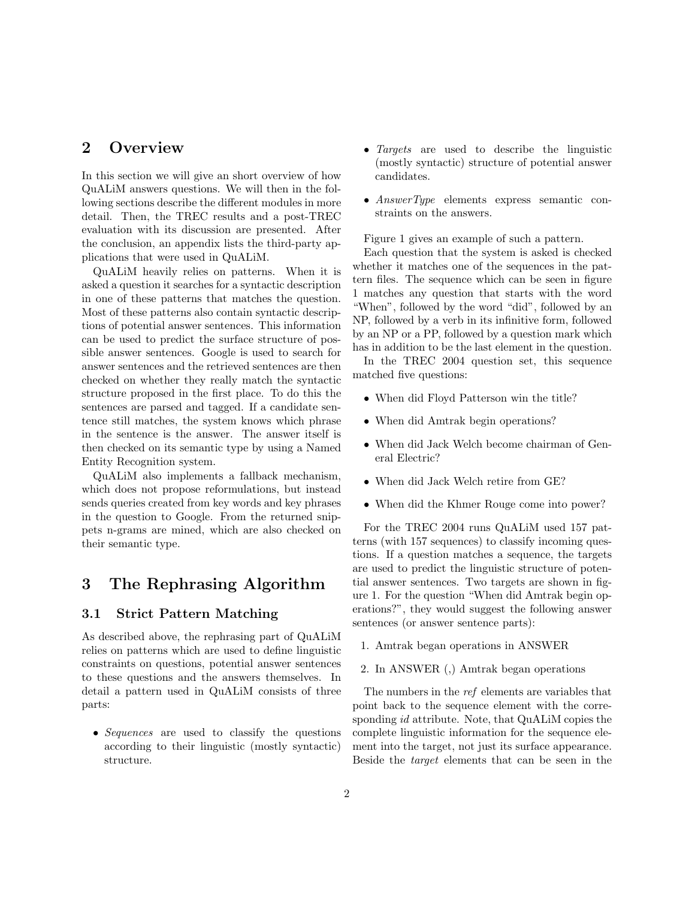## 2 Overview

In this section we will give an short overview of how QuALiM answers questions. We will then in the following sections describe the different modules in more detail. Then, the TREC results and a post-TREC evaluation with its discussion are presented. After the conclusion, an appendix lists the third-party applications that were used in QuALiM.

QuALiM heavily relies on patterns. When it is asked a question it searches for a syntactic description in one of these patterns that matches the question. Most of these patterns also contain syntactic descriptions of potential answer sentences. This information can be used to predict the surface structure of possible answer sentences. Google is used to search for answer sentences and the retrieved sentences are then checked on whether they really match the syntactic structure proposed in the first place. To do this the sentences are parsed and tagged. If a candidate sentence still matches, the system knows which phrase in the sentence is the answer. The answer itself is then checked on its semantic type by using a Named Entity Recognition system.

QuALiM also implements a fallback mechanism, which does not propose reformulations, but instead sends queries created from key words and key phrases in the question to Google. From the returned snippets n-grams are mined, which are also checked on their semantic type.

## 3 The Rephrasing Algorithm

### 3.1 Strict Pattern Matching

As described above, the rephrasing part of QuALiM relies on patterns which are used to define linguistic constraints on questions, potential answer sentences to these questions and the answers themselves. In detail a pattern used in QuALiM consists of three parts:

- *Sequences* are used to classify the questions according to their linguistic (mostly syntactic) structure.
- *Targets* are used to describe the linguistic (mostly syntactic) structure of potential answer candidates.
- *AnswerType* elements express semantic constraints on the answers.

Figure 1 gives an example of such a pattern.

Each question that the system is asked is checked whether it matches one of the sequences in the pattern files. The sequence which can be seen in figure 1 matches any question that starts with the word "When", followed by the word "did", followed by an NP, followed by a verb in its infinitive form, followed by an NP or a PP, followed by a question mark which has in addition to be the last element in the question.

In the TREC 2004 question set, this sequence matched five questions:

- When did Floyd Patterson win the title?
- When did Amtrak begin operations?
- When did Jack Welch become chairman of General Electric?
- When did Jack Welch retire from GE?
- When did the Khmer Rouge come into power?

For the TREC 2004 runs QuALiM used 157 patterns (with 157 sequences) to classify incoming questions. If a question matches a sequence, the targets are used to predict the linguistic structure of potential answer sentences. Two targets are shown in figure 1. For the question "When did Amtrak begin operations?", they would suggest the following answer sentences (or answer sentence parts):

1. Amtrak began operations in ANSWER
2. In ANSWER (,) Amtrak began operations

The numbers in the *ref* elements are variables that point back to the sequence element with the corresponding *id* attribute. Note, that QuALiM copies the complete linguistic information for the sequence element into the target, not just its surface appearance. Beside the *target* elements that can be seen in the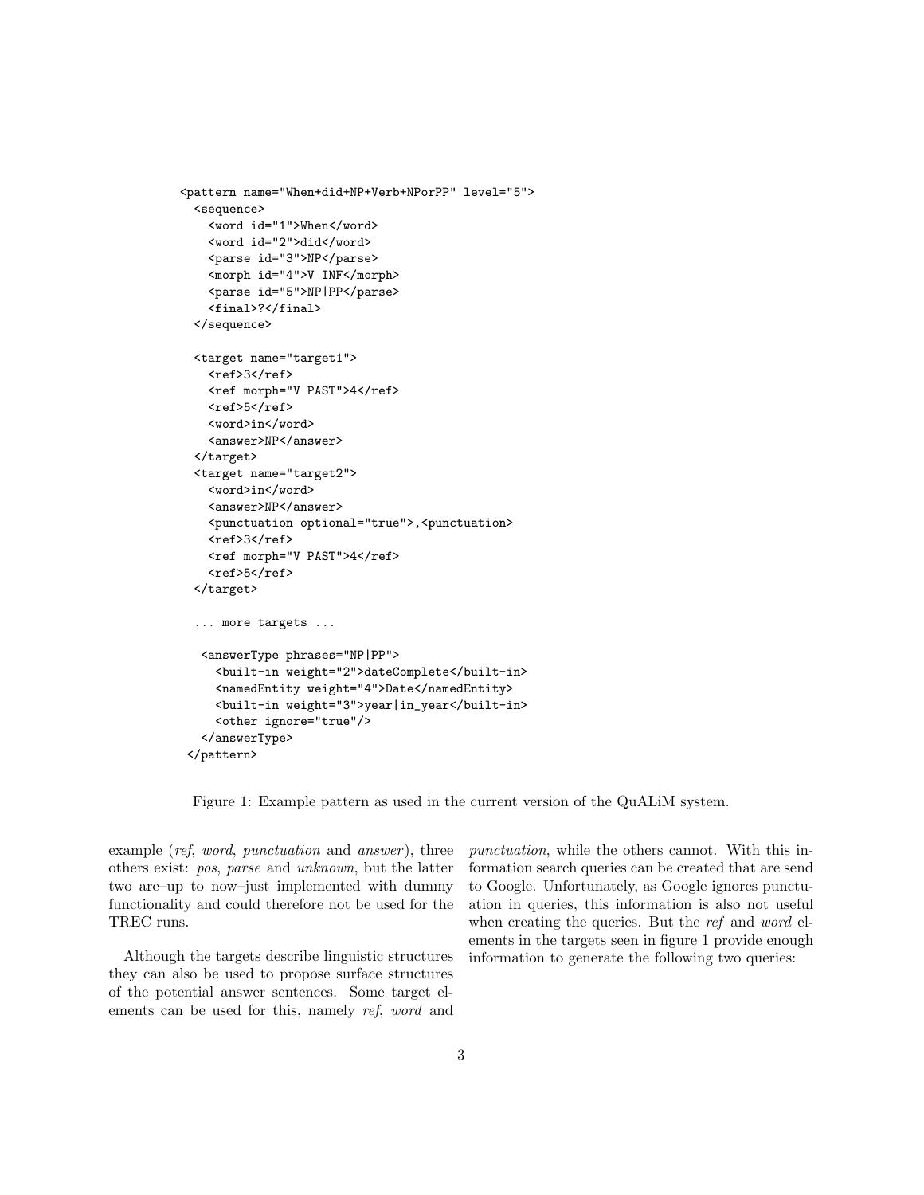```
<pattern name="When+did+NP+Verb+NPorPP" level="5">
  <sequence>
    <word id="1">When</word>
    <word id="2">did</word>
    <parse id="3">NP</parse>
    <morph id="4">V INF</morph>
    <parse id="5">NP|PP</parse>
    <final>?</final>
  </sequence>

  <target name="target1">
    <ref>3</ref>
    <ref morph="V PAST">4</ref>
    <ref>5</ref>
    <word>in</word>
    <answer>NP</answer>
  </target>
  <target name="target2">
    <word>in</word>
    <answer>NP</answer>
    <punctuation optional="true">,<punctuation>
    <ref>3</ref>
    <ref morph="V PAST">4</ref>
    <ref>5</ref>
  </target>

  ... more targets ...

   <answerType phrases="NP|PP">
     <built-in weight="2">dateComplete</built-in>
     <namedEntity weight="4">Date</namedEntity>
     <built-in weight="3">year|in_year</built-in>
     <other ignore="true"/>
   </answerType>
 </pattern>
```

Figure 1: Example pattern as used in the current version of the QuALiM system.

example (*ref*, *word*, *punctuation* and *answer*), three others exist: *pos*, *parse* and *unknown*, but the latter two are–up to now–just implemented with dummy functionality and could therefore not be used for the TREC runs.

Although the targets describe linguistic structures they can also be used to propose surface structures of the potential answer sentences. Some target elements can be used for this, namely *ref*, *word* and *punctuation*, while the others cannot. With this information search queries can be created that are send to Google. Unfortunately, as Google ignores punctuation in queries, this information is also not useful when creating the queries. But the *ref* and *word* elements in the targets seen in figure 1 provide enough information to generate the following two queries: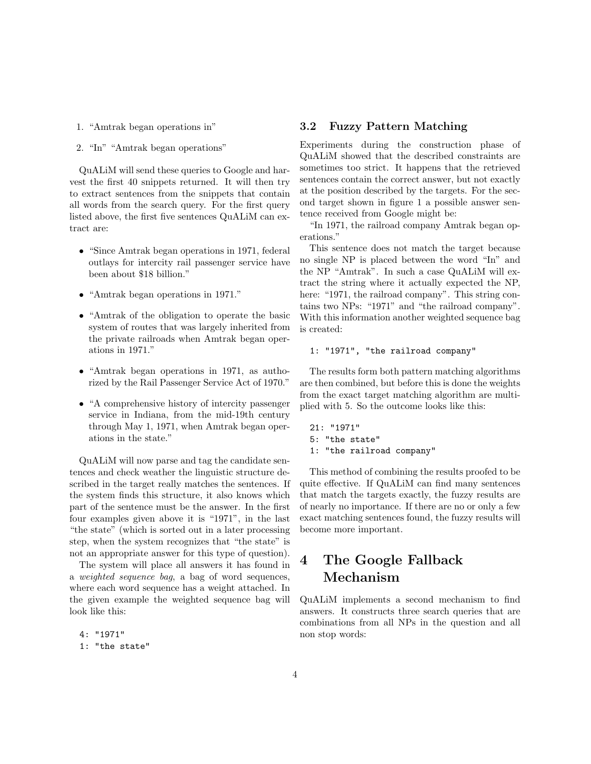1. “Amtrak began operations in”
2. “In” “Amtrak began operations”

QuALiM will send these queries to Google and harvest the first 40 snippets returned. It will then try to extract sentences from the snippets that contain all words from the search query. For the first query listed above, the first five sentences QuALiM can extract are:

- “Since Amtrak began operations in 1971, federal outlays for intercity rail passenger service have been about $18 billion.”
- “Amtrak began operations in 1971.”
- “Amtrak of the obligation to operate the basic system of routes that was largely inherited from the private railroads when Amtrak began operations in 1971.”
- “Amtrak began operations in 1971, as authorized by the Rail Passenger Service Act of 1970.”
- “A comprehensive history of intercity passenger service in Indiana, from the mid-19th century through May 1, 1971, when Amtrak began operations in the state.”

QuALiM will now parse and tag the candidate sentences and check weather the linguistic structure described in the target really matches the sentences. If the system finds this structure, it also knows which part of the sentence must be the answer. In the first four examples given above it is “1971”, in the last “the state” (which is sorted out in a later processing step, when the system recognizes that “the state” is not an appropriate answer for this type of question).

The system will place all answers it has found in a *weighted sequence bag*, a bag of word sequences, where each word sequence has a weight attached. In the given example the weighted sequence bag will look like this:

```
4: "1971"
1: "the state"
```

### 3.2 Fuzzy Pattern Matching

Experiments during the construction phase of QuALiM showed that the described constraints are sometimes too strict. It happens that the retrieved sentences contain the correct answer, but not exactly at the position described by the targets. For the second target shown in figure 1 a possible answer sentence received from Google might be:

“In 1971, the railroad company Amtrak began operations.”

This sentence does not match the target because no single NP is placed between the word “In” and the NP “Amtrak”. In such a case QuALiM will extract the string where it actually expected the NP, here: “1971, the railroad company”. This string contains two NPs: “1971” and “the railroad company”. With this information another weighted sequence bag is created:

```
1: "1971", "the railroad company"
```

The results form both pattern matching algorithms are then combined, but before this is done the weights from the exact target matching algorithm are multiplied with 5. So the outcome looks like this:

```
21: "1971"
5: "the state"
1: "the railroad company"
```

This method of combining the results proofed to be quite effective. If QuALiM can find many sentences that match the targets exactly, the fuzzy results are of nearly no importance. If there are no or only a few exact matching sentences found, the fuzzy results will become more important.

## 4 The Google Fallback Mechanism

QuALiM implements a second mechanism to find answers. It constructs three search queries that are combinations from all NPs in the question and all non stop words: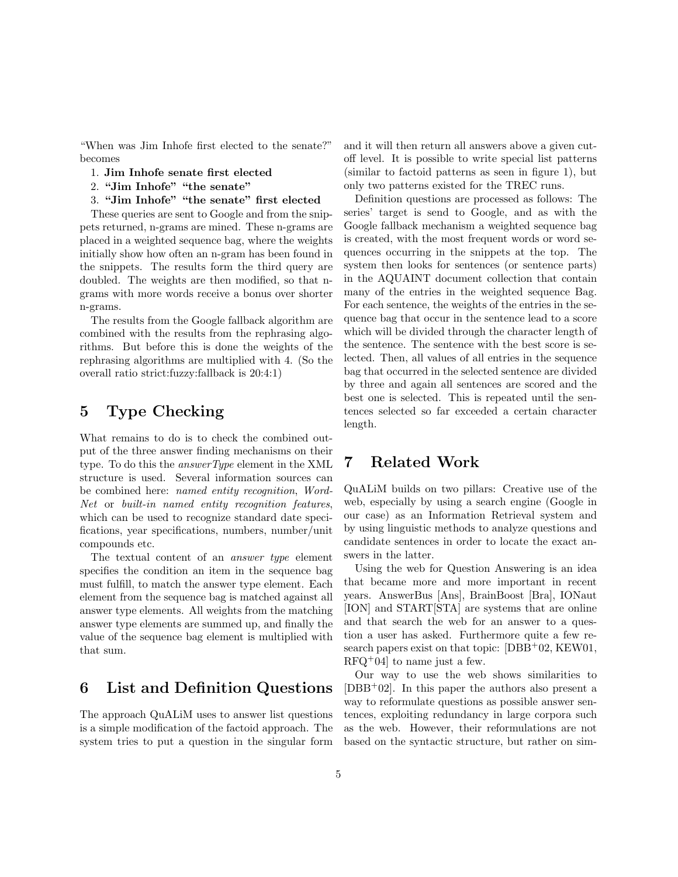"When was Jim Inhofe first elected to the senate?" becomes

1. **Jim Inhofe senate first elected**
2. **"Jim Inhofe" "the senate"**
3. **"Jim Inhofe" "the senate" first elected**

These queries are sent to Google and from the snippets returned, n-grams are mined. These n-grams are placed in a weighted sequence bag, where the weights initially show how often an n-gram has been found in the snippets. The results form the third query are doubled. The weights are then modified, so that n-grams with more words receive a bonus over shorter n-grams.

The results from the Google fallback algorithm are combined with the results from the rephrasing algorithms. But before this is done the weights of the rephrasing algorithms are multiplied with 4. (So the overall ratio strict:fuzzy:fallback is 20:4:1)

## 5 Type Checking

What remains to do is to check the combined output of the three answer finding mechanisms on their type. To do this the *answerType* element in the XML structure is used. Several information sources can be combined here: *named entity recognition*, *WordNet* or *built-in named entity recognition features*, which can be used to recognize standard date specifications, year specifications, numbers, number/unit compounds etc.

The textual content of an *answer type* element specifies the condition an item in the sequence bag must fulfill, to match the answer type element. Each element from the sequence bag is matched against all answer type elements. All weights from the matching answer type elements are summed up, and finally the value of the sequence bag element is multiplied with that sum.

## 6 List and Definition Questions

The approach QuALiM uses to answer list questions is a simple modification of the factoid approach. The system tries to put a question in the singular form and it will then return all answers above a given cut-off level. It is possible to write special list patterns (similar to factoid patterns as seen in figure 1), but only two patterns existed for the TREC runs.

Definition questions are processed as follows: The series' target is send to Google, and as with the Google fallback mechanism a weighted sequence bag is created, with the most frequent words or word sequences occurring in the snippets at the top. The system then looks for sentences (or sentence parts) in the AQUAINT document collection that contain many of the entries in the weighted sequence Bag. For each sentence, the weights of the entries in the sequence bag that occur in the sentence lead to a score which will be divided through the character length of the sentence. The sentence with the best score is selected. Then, all values of all entries in the sequence bag that occurred in the selected sentence are divided by three and again all sentences are scored and the best one is selected. This is repeated until the sentences selected so far exceeded a certain character length.

## 7 Related Work

QuALiM builds on two pillars: Creative use of the web, especially by using a search engine (Google in our case) as an Information Retrieval system and by using linguistic methods to analyze questions and candidate sentences in order to locate the exact answers in the latter.

Using the web for Question Answering is an idea that became more and more important in recent years. AnswerBus [Ans], BrainBoost [Bra], IONaut [ION] and START[STA] are systems that are online and that search the web for an answer to a question a user has asked. Furthermore quite a few research papers exist on that topic: [DBB+02, KEW01, RFQ+04] to name just a few.

Our way to use the web shows similarities to [DBB+02]. In this paper the authors also present a way to reformulate questions as possible answer sentences, exploiting redundancy in large corpora such as the web. However, their reformulations are not based on the syntactic structure, but rather on sim-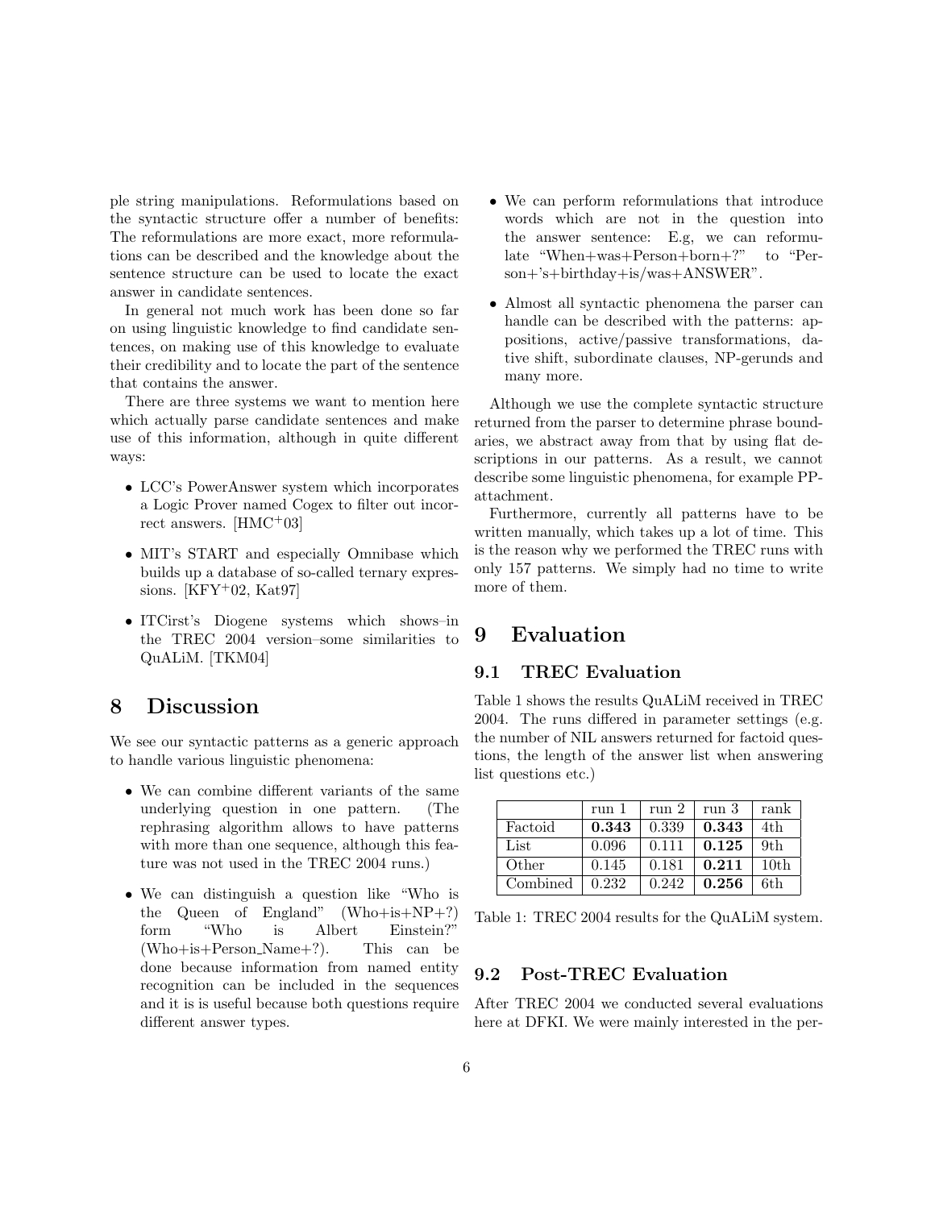ple string manipulations. Reformulations based on the syntactic structure offer a number of benefits: The reformulations are more exact, more reformulations can be described and the knowledge about the sentence structure can be used to locate the exact answer in candidate sentences.

In general not much work has been done so far on using linguistic knowledge to find candidate sentences, on making use of this knowledge to evaluate their credibility and to locate the part of the sentence that contains the answer.

There are three systems we want to mention here which actually parse candidate sentences and make use of this information, although in quite different ways:

- LCC's PowerAnswer system which incorporates a Logic Prover named Cogex to filter out incorrect answers. [HMC+03]
- MIT's START and especially Omnibase which builds up a database of so-called ternary expressions. [KFY+02, Kat97]
- ITCirst's Diogene systems which shows–in the TREC 2004 version–some similarities to QuALiM. [TKM04]

# 8 Discussion

We see our syntactic patterns as a generic approach to handle various linguistic phenomena:

- We can combine different variants of the same underlying question in one pattern. (The rephrasing algorithm allows to have patterns with more than one sequence, although this feature was not used in the TREC 2004 runs.)
- We can distinguish a question like "Who is the Queen of England" (Who+is+NP+?) form "Who is Albert Einstein?" (Who+is+Person_Name+?). This can be done because information from named entity recognition can be included in the sequences and it is is useful because both questions require different answer types.
- We can perform reformulations that introduce words which are not in the question into the answer sentence: E.g, we can reformulate "When+was+Person+born+?" to "Person+'s+birthday+is/was+ANSWER".
- Almost all syntactic phenomena the parser can handle can be described with the patterns: appositions, active/passive transformations, dative shift, subordinate clauses, NP-gerunds and many more.

Although we use the complete syntactic structure returned from the parser to determine phrase boundaries, we abstract away from that by using flat descriptions in our patterns. As a result, we cannot describe some linguistic phenomena, for example PP-attachment.

Furthermore, currently all patterns have to be written manually, which takes up a lot of time. This is the reason why we performed the TREC runs with only 157 patterns. We simply had no time to write more of them.

# 9 Evaluation

## 9.1 TREC Evaluation

Table 1 shows the results QuALiM received in TREC 2004. The runs differed in parameter settings (e.g. the number of NIL answers returned for factoid questions, the length of the answer list when answering list questions etc.)

| | run 1 | run 2 | run 3 | rank |
|---|---|---|---|---|
| Factoid | **0.343** | 0.339 | **0.343** | 4th |
| List | 0.096 | 0.111 | **0.125** | 9th |
| Other | 0.145 | 0.181 | **0.211** | 10th |
| Combined | 0.232 | 0.242 | **0.256** | 6th |

Table 1: TREC 2004 results for the QuALiM system.

## 9.2 Post-TREC Evaluation

After TREC 2004 we conducted several evaluations here at DFKI. We were mainly interested in the per-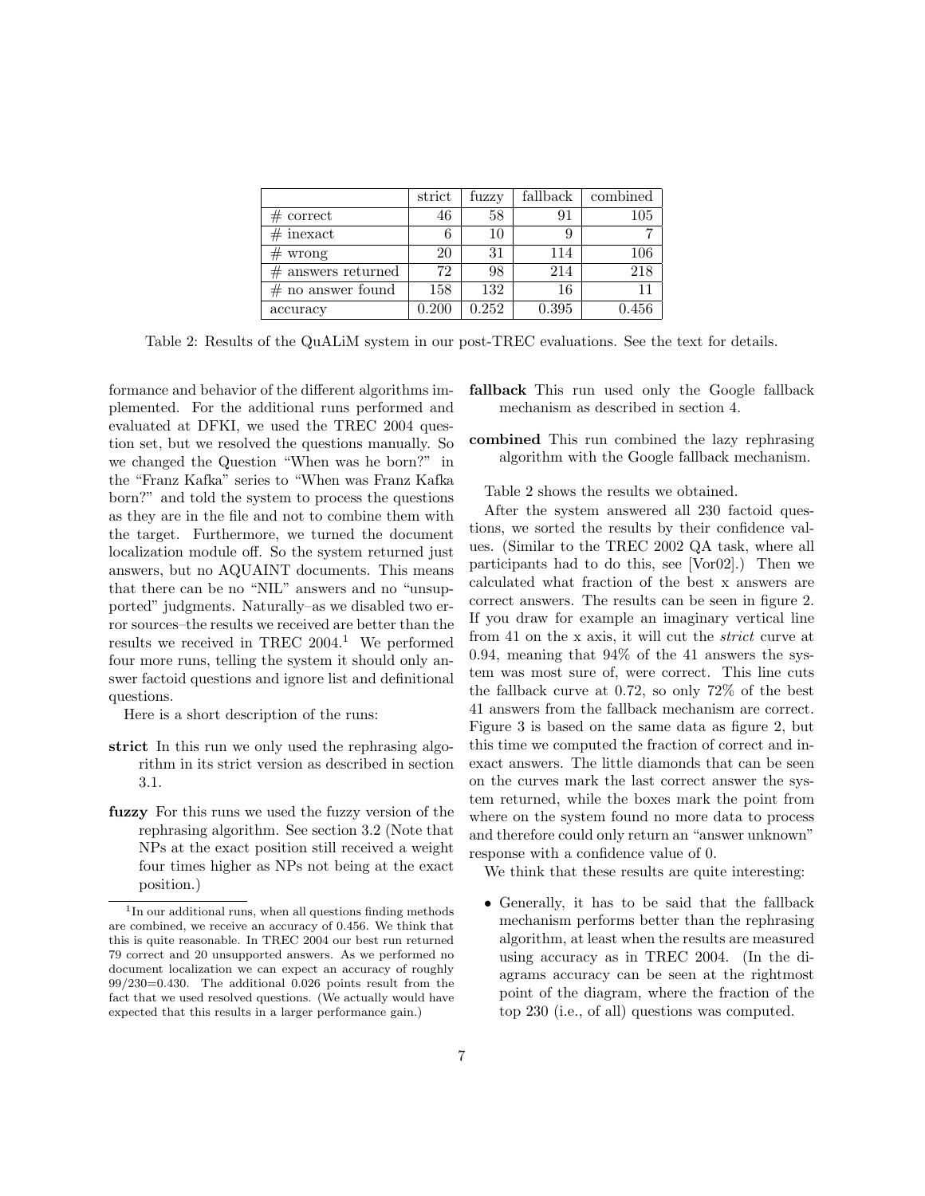|  | strict | fuzzy | fallback | combined |
| --- | --- | --- | --- | --- |
| # correct | 46 | 58 | 91 | 105 |
| # inexact | 6 | 10 | 9 | 7 |
| # wrong | 20 | 31 | 114 | 106 |
| # answers returned | 72 | 98 | 214 | 218 |
| # no answer found | 158 | 132 | 16 | 11 |
| accuracy | 0.200 | 0.252 | 0.395 | 0.456 |

Table 2: Results of the QuALiM system in our post-TREC evaluations. See the text for details.

formance and behavior of the different algorithms implemented. For the additional runs performed and evaluated at DFKI, we used the TREC 2004 question set, but we resolved the questions manually. So we changed the Question "When was he born?" in the "Franz Kafka" series to "When was Franz Kafka born?" and told the system to process the questions as they are in the file and not to combine them with the target. Furthermore, we turned the document localization module off. So the system returned just answers, but no AQUAINT documents. This means that there can be no "NIL" answers and no "unsupported" judgments. Naturally–as we disabled two error sources–the results we received are better than the results we received in TREC 2004.[1] We performed four more runs, telling the system it should only answer factoid questions and ignore list and definitional questions.

Here is a short description of the runs:

**strict** In this run we only used the rephrasing algorithm in its strict version as described in section 3.1.

**fuzzy** For this runs we used the fuzzy version of the rephrasing algorithm. See section 3.2 (Note that NPs at the exact position still received a weight four times higher as NPs not being at the exact position.)

**fallback** This run used only the Google fallback mechanism as described in section 4.

**combined** This run combined the lazy rephrasing algorithm with the Google fallback mechanism.

Table 2 shows the results we obtained.

After the system answered all 230 factoid questions, we sorted the results by their confidence values. (Similar to the TREC 2002 QA task, where all participants had to do this, see [Vor02].) Then we calculated what fraction of the best x answers are correct answers. The results can be seen in figure 2. If you draw for example an imaginary vertical line from 41 on the x axis, it will cut the *strict* curve at 0.94, meaning that 94% of the 41 answers the system was most sure of, were correct. This line cuts the fallback curve at 0.72, so only 72% of the best 41 answers from the fallback mechanism are correct. Figure 3 is based on the same data as figure 2, but this time we computed the fraction of correct and inexact answers. The little diamonds that can be seen on the curves mark the last correct answer the system returned, while the boxes mark the point from where on the system found no more data to process and therefore could only return an "answer unknown" response with a confidence value of 0.

We think that these results are quite interesting:

- Generally, it has to be said that the fallback mechanism performs better than the rephrasing algorithm, at least when the results are measured using accuracy as in TREC 2004. (In the diagrams accuracy can be seen at the rightmost point of the diagram, where the fraction of the top 230 (i.e., of all) questions was computed.

[1] In our additional runs, when all questions finding methods are combined, we receive an accuracy of 0.456. We think that this is quite reasonable. In TREC 2004 our best run returned 79 correct and 20 unsupported answers. As we performed no document localization we can expect an accuracy of roughly 99/230=0.430. The additional 0.026 points result from the fact that we used resolved questions. (We actually would have expected that this results in a larger performance gain.)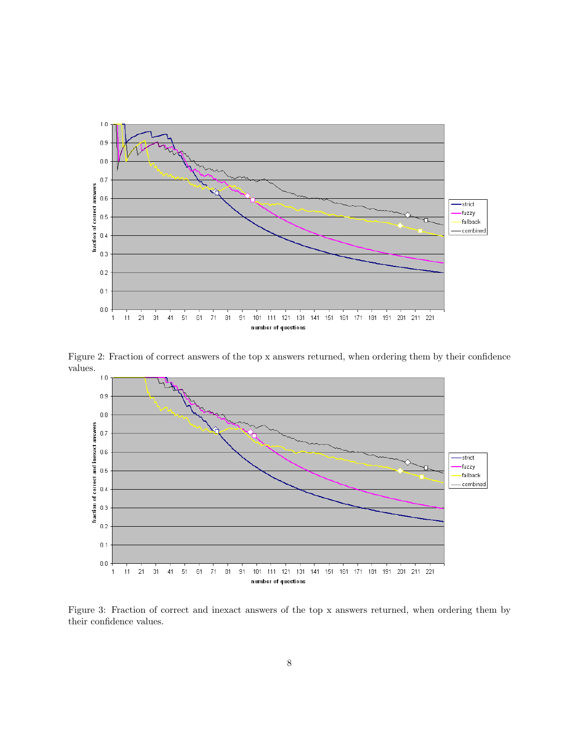Figure 2: Fraction of correct answers of the top x answers returned, when ordering them by their confidence values.

Figure 3: Fraction of correct and inexact answers of the top x answers returned, when ordering them by their confidence values.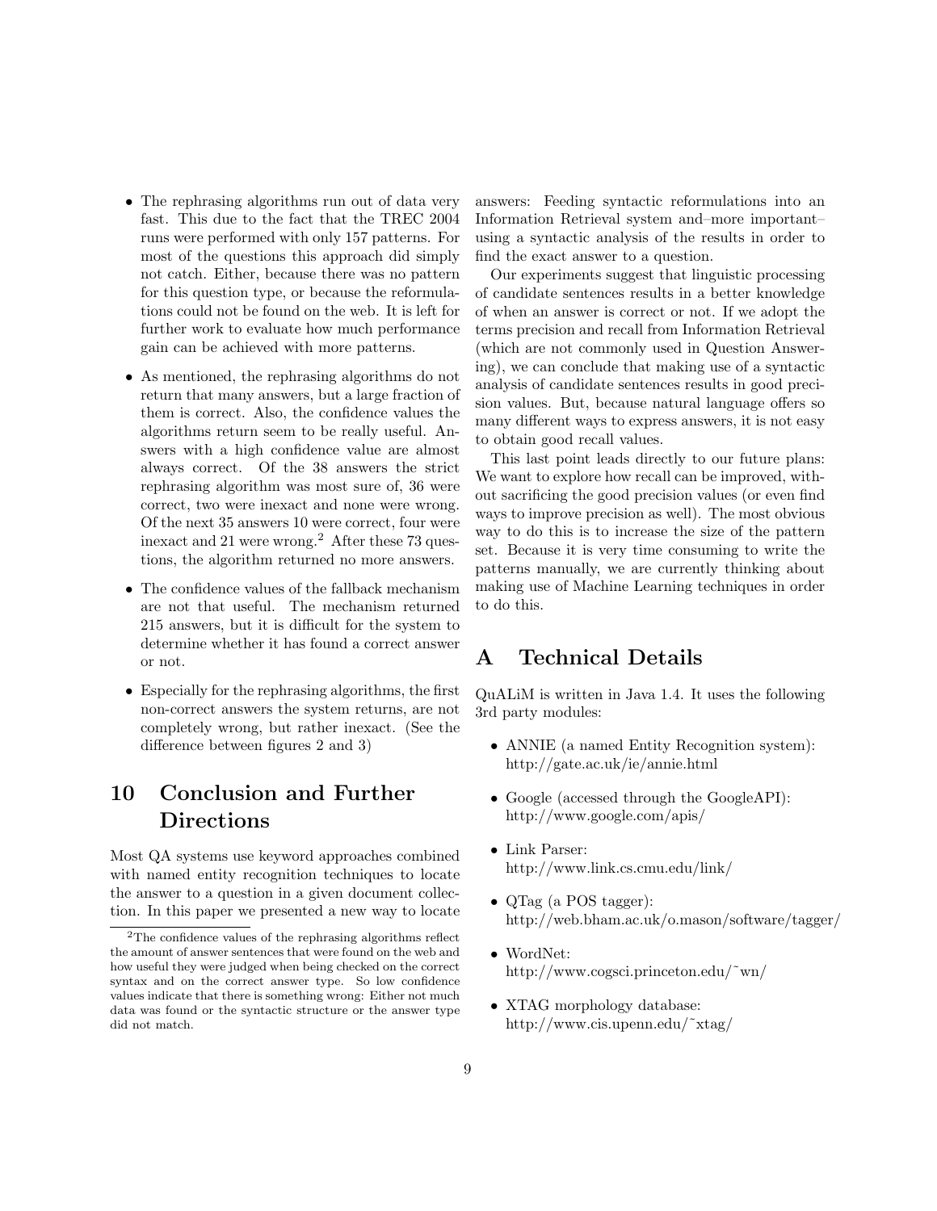- The rephrasing algorithms run out of data very fast. This due to the fact that the TREC 2004 runs were performed with only 157 patterns. For most of the questions this approach did simply not catch. Either, because there was no pattern for this question type, or because the reformulations could not be found on the web. It is left for further work to evaluate how much performance gain can be achieved with more patterns.

- As mentioned, the rephrasing algorithms do not return that many answers, but a large fraction of them is correct. Also, the confidence values the algorithms return seem to be really useful. Answers with a high confidence value are almost always correct. Of the 38 answers the strict rephrasing algorithm was most sure of, 36 were correct, two were inexact and none were wrong. Of the next 35 answers 10 were correct, four were inexact and 21 were wrong.[2] After these 73 questions, the algorithm returned no more answers.

- The confidence values of the fallback mechanism are not that useful. The mechanism returned 215 answers, but it is difficult for the system to determine whether it has found a correct answer or not.

- Especially for the rephrasing algorithms, the first non-correct answers the system returns, are not completely wrong, but rather inexact. (See the difference between figures 2 and 3)

## 10 Conclusion and Further Directions

Most QA systems use keyword approaches combined with named entity recognition techniques to locate the answer to a question in a given document collection. In this paper we presented a new way to locate answers: Feeding syntactic reformulations into an Information Retrieval system and–more important–using a syntactic analysis of the results in order to find the exact answer to a question.

Our experiments suggest that linguistic processing of candidate sentences results in a better knowledge of when an answer is correct or not. If we adopt the terms precision and recall from Information Retrieval (which are not commonly used in Question Answering), we can conclude that making use of a syntactic analysis of candidate sentences results in good precision values. But, because natural language offers so many different ways to express answers, it is not easy to obtain good recall values.

This last point leads directly to our future plans: We want to explore how recall can be improved, without sacrificing the good precision values (or even find ways to improve precision as well). The most obvious way to do this is to increase the size of the pattern set. Because it is very time consuming to write the patterns manually, we are currently thinking about making use of Machine Learning techniques in order to do this.

## A Technical Details

QuALiM is written in Java 1.4. It uses the following 3rd party modules:

- ANNIE (a named Entity Recognition system): http://gate.ac.uk/ie/annie.html

- Google (accessed through the GoogleAPI): http://www.google.com/apis/

- Link Parser: http://www.link.cs.cmu.edu/link/

- QTag (a POS tagger): http://web.bham.ac.uk/o.mason/software/tagger/

- WordNet: http://www.cogsci.princeton.edu/˜wn/

- XTAG morphology database: http://www.cis.upenn.edu/˜xtag/

[2]The confidence values of the rephrasing algorithms reflect the amount of answer sentences that were found on the web and how useful they were judged when being checked on the correct syntax and on the correct answer type. So low confidence values indicate that there is something wrong: Either not much data was found or the syntactic structure or the answer type did not match.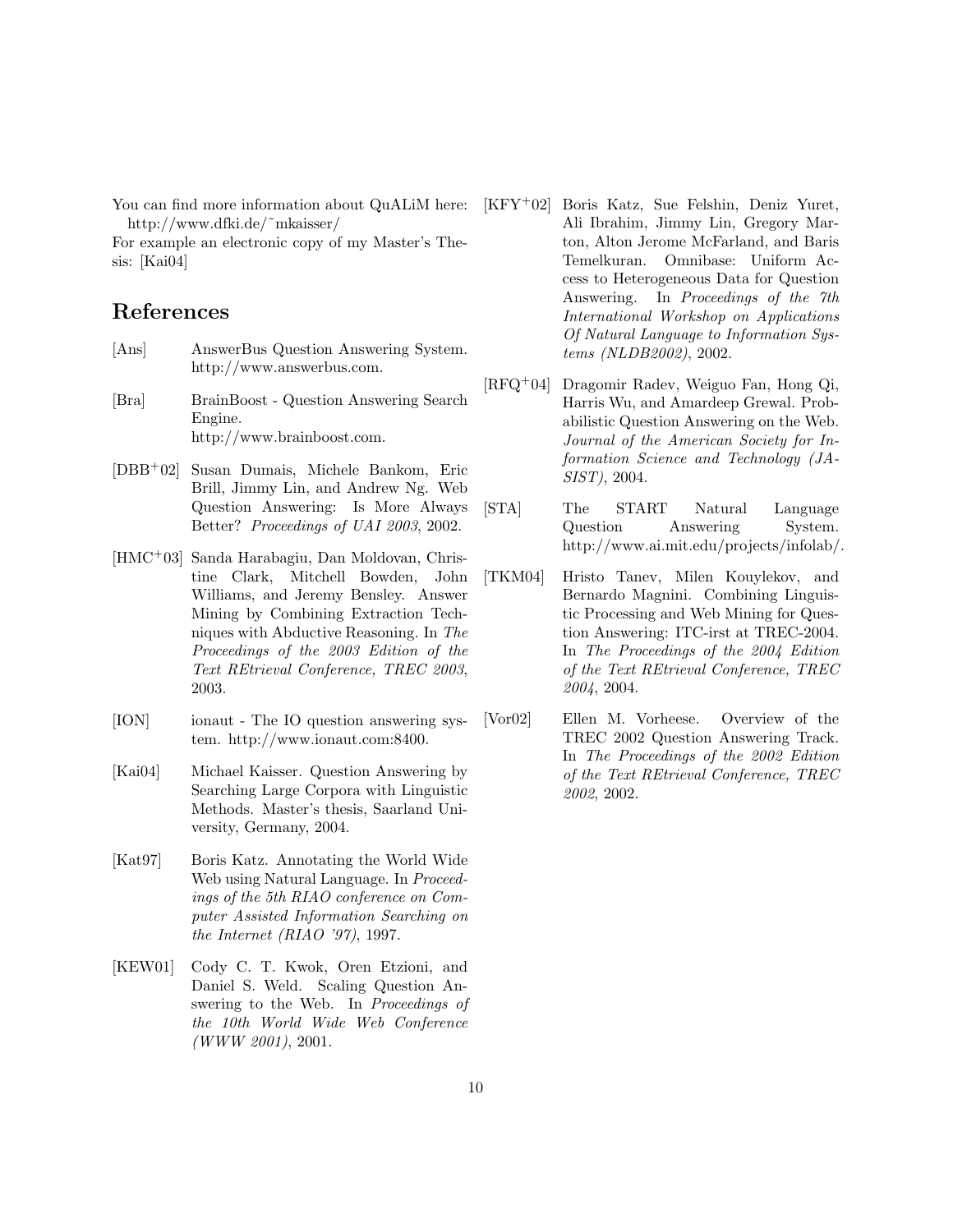You can find more information about QuALiM here: http://www.dfki.de/~mkaisser/

For example an electronic copy of my Master's Thesis: [Kai04]

## References

[Ans] AnswerBus Question Answering System. http://www.answerbus.com.

[Bra] BrainBoost - Question Answering Search Engine. http://www.brainboost.com.

[DBB+02] Susan Dumais, Michele Bankom, Eric Brill, Jimmy Lin, and Andrew Ng. Web Question Answering: Is More Always Better? *Proceedings of UAI 2003*, 2002.

[HMC+03] Sanda Harabagiu, Dan Moldovan, Christine Clark, Mitchell Bowden, John Williams, and Jeremy Bensley. Answer Mining by Combining Extraction Techniques with Abductive Reasoning. In *The Proceedings of the 2003 Edition of the Text REtrieval Conference, TREC 2003*, 2003.

[ION] ionaut - The IO question answering system. http://www.ionaut.com:8400.

[Kai04] Michael Kaisser. Question Answering by Searching Large Corpora with Linguistic Methods. Master's thesis, Saarland University, Germany, 2004.

[Kat97] Boris Katz. Annotating the World Wide Web using Natural Language. In *Proceedings of the 5th RIAO conference on Computer Assisted Information Searching on the Internet (RIAO '97)*, 1997.

[KEW01] Cody C. T. Kwok, Oren Etzioni, and Daniel S. Weld. Scaling Question Answering to the Web. In *Proceedings of the 10th World Wide Web Conference (WWW 2001)*, 2001.

[KFY+02] Boris Katz, Sue Felshin, Deniz Yuret, Ali Ibrahim, Jimmy Lin, Gregory Marton, Alton Jerome McFarland, and Baris Temelkuran. Omnibase: Uniform Access to Heterogeneous Data for Question Answering. In *Proceedings of the 7th International Workshop on Applications Of Natural Language to Information Systems (NLDB2002)*, 2002.

[RFQ+04] Dragomir Radev, Weiguo Fan, Hong Qi, Harris Wu, and Amardeep Grewal. Probabilistic Question Answering on the Web. *Journal of the American Society for Information Science and Technology (JASIST)*, 2004.

[STA] The START Natural Language Question Answering System. http://www.ai.mit.edu/projects/infolab/.

[TKM04] Hristo Tanev, Milen Kouylekov, and Bernardo Magnini. Combining Linguistic Processing and Web Mining for Question Answering: ITC-irst at TREC-2004. In *The Proceedings of the 2004 Edition of the Text REtrieval Conference, TREC 2004*, 2004.

[Vor02] Ellen M. Vorheese. Overview of the TREC 2002 Question Answering Track. In *The Proceedings of the 2002 Edition of the Text REtrieval Conference, TREC 2002*, 2002.